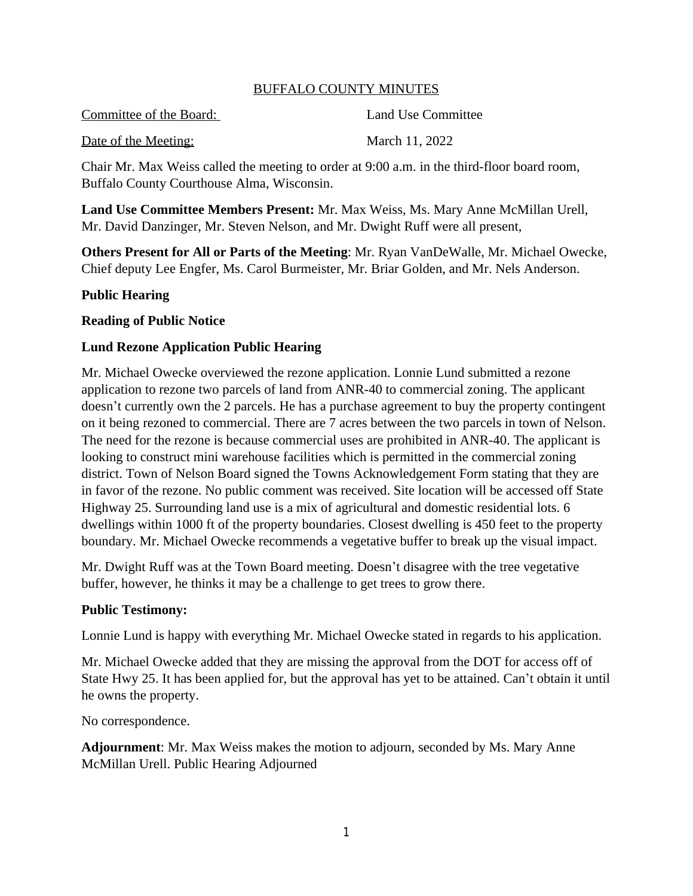# BUFFALO COUNTY MINUTES

Committee of the Board: Land Use Committee

Date of the Meeting: March 11, 2022

Chair Mr. Max Weiss called the meeting to order at 9:00 a.m. in the third-floor board room, Buffalo County Courthouse Alma, Wisconsin.

**Land Use Committee Members Present:** Mr. Max Weiss, Ms. Mary Anne McMillan Urell, Mr. David Danzinger, Mr. Steven Nelson, and Mr. Dwight Ruff were all present,

**Others Present for All or Parts of the Meeting**: Mr. Ryan VanDeWalle, Mr. Michael Owecke, Chief deputy Lee Engfer, Ms. Carol Burmeister, Mr. Briar Golden, and Mr. Nels Anderson.

**Public Hearing**

**Reading of Public Notice**

**Lund Rezone Application Public Hearing**

Mr. Michael Owecke overviewed the rezone application. Lonnie Lund submitted a rezone application to rezone two parcels of land from ANR-40 to commercial zoning. The applicant doesn't currently own the 2 parcels. He has a purchase agreement to buy the property contingent on it being rezoned to commercial. There are 7 acres between the two parcels in town of Nelson. The need for the rezone is because commercial uses are prohibited in ANR-40. The applicant is looking to construct mini warehouse facilities which is permitted in the commercial zoning district. Town of Nelson Board signed the Towns Acknowledgement Form stating that they are in favor of the rezone. No public comment was received. Site location will be accessed off State Highway 25. Surrounding land use is a mix of agricultural and domestic residential lots. 6 dwellings within 1000 ft of the property boundaries. Closest dwelling is 450 feet to the property boundary. Mr. Michael Owecke recommends a vegetative buffer to break up the visual impact.

Mr. Dwight Ruff was at the Town Board meeting. Doesn't disagree with the tree vegetative buffer, however, he thinks it may be a challenge to get trees to grow there.

**Public Testimony:**

Lonnie Lund is happy with everything Mr. Michael Owecke stated in regards to his application.

Mr. Michael Owecke added that they are missing the approval from the DOT for access off of State Hwy 25. It has been applied for, but the approval has yet to be attained. Can't obtain it until he owns the property.

No correspondence.

**Adjournment**: Mr. Max Weiss makes the motion to adjourn, seconded by Ms. Mary Anne McMillan Urell. Public Hearing Adjourned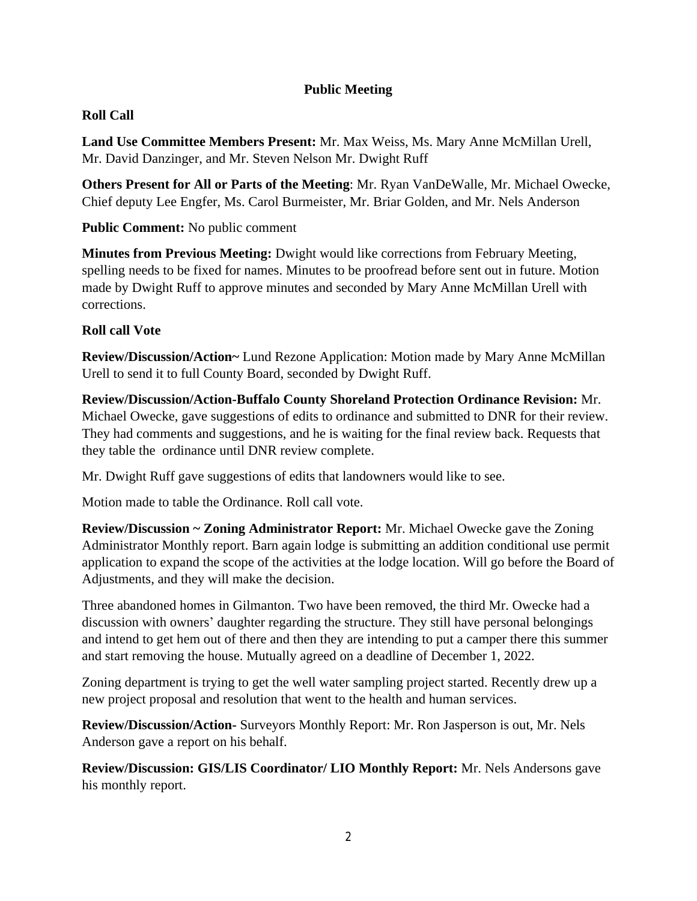**Public Meeting**

**Roll Call**

**Land Use Committee Members Present:** Mr. Max Weiss, Ms. Mary Anne McMillan Urell, Mr. David Danzinger, and Mr. Steven Nelson Mr. Dwight Ruff

**Others Present for All or Parts of the Meeting**: Mr. Ryan VanDeWalle, Mr. Michael Owecke, Chief deputy Lee Engfer, Ms. Carol Burmeister, Mr. Briar Golden, and Mr. Nels Anderson

**Public Comment:** No public comment

**Minutes from Previous Meeting:** Dwight would like corrections from February Meeting, spelling needs to be fixed for names. Minutes to be proofread before sent out in future. Motion made by Dwight Ruff to approve minutes and seconded by Mary Anne McMillan Urell with corrections.

**Roll call Vote**

**Review/Discussion/Action~** Lund Rezone Application: Motion made by Mary Anne McMillan Urell to send it to full County Board, seconded by Dwight Ruff.

**Review/Discussion/Action-Buffalo County Shoreland Protection Ordinance Revision:** Mr. Michael Owecke, gave suggestions of edits to ordinance and submitted to DNR for their review. They had comments and suggestions, and he is waiting for the final review back. Requests that they table the ordinance until DNR review complete.

Mr. Dwight Ruff gave suggestions of edits that landowners would like to see.

Motion made to table the Ordinance. Roll call vote.

**Review/Discussion ~ Zoning Administrator Report:** Mr. Michael Owecke gave the Zoning Administrator Monthly report. Barn again lodge is submitting an addition conditional use permit application to expand the scope of the activities at the lodge location. Will go before the Board of Adjustments, and they will make the decision.

Three abandoned homes in Gilmanton. Two have been removed, the third Mr. Owecke had a discussion with owners' daughter regarding the structure. They still have personal belongings and intend to get hem out of there and then they are intending to put a camper there this summer and start removing the house. Mutually agreed on a deadline of December 1, 2022.

Zoning department is trying to get the well water sampling project started. Recently drew up a new project proposal and resolution that went to the health and human services.

**Review/Discussion/Action-** Surveyors Monthly Report: Mr. Ron Jasperson is out, Mr. Nels Anderson gave a report on his behalf.

**Review/Discussion: GIS/LIS Coordinator/ LIO Monthly Report:** Mr. Nels Andersons gave his monthly report.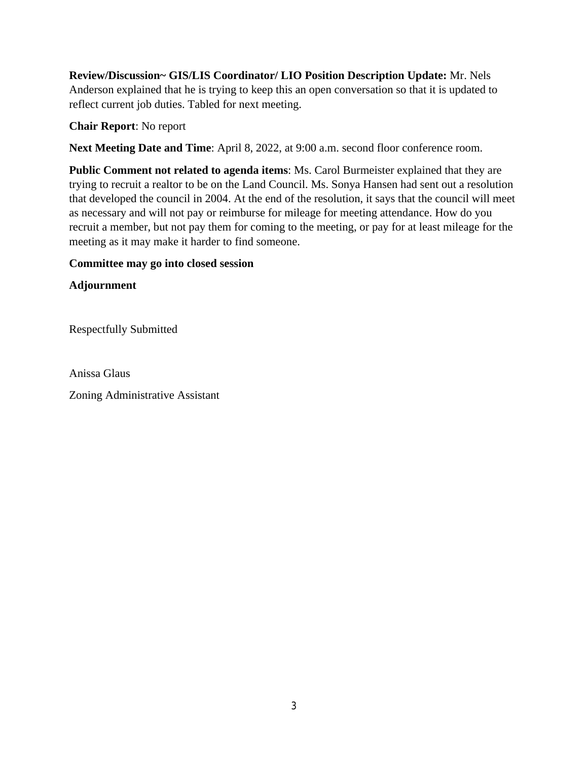**Review/Discussion~ GIS/LIS Coordinator/ LIO Position Description Update:** Mr. Nels Anderson explained that he is trying to keep this an open conversation so that it is updated to reflect current job duties. Tabled for next meeting.

**Chair Report**: No report

**Next Meeting Date and Time**: April 8, 2022, at 9:00 a.m. second floor conference room.

**Public Comment not related to agenda items**: Ms. Carol Burmeister explained that they are trying to recruit a realtor to be on the Land Council. Ms. Sonya Hansen had sent out a resolution that developed the council in 2004. At the end of the resolution, it says that the council will meet as necessary and will not pay or reimburse for mileage for meeting attendance. How do you recruit a member, but not pay them for coming to the meeting, or pay for at least mileage for the meeting as it may make it harder to find someone.

**Committee may go into closed session**

**Adjournment**

Respectfully Submitted

Anissa Glaus

Zoning Administrative Assistant